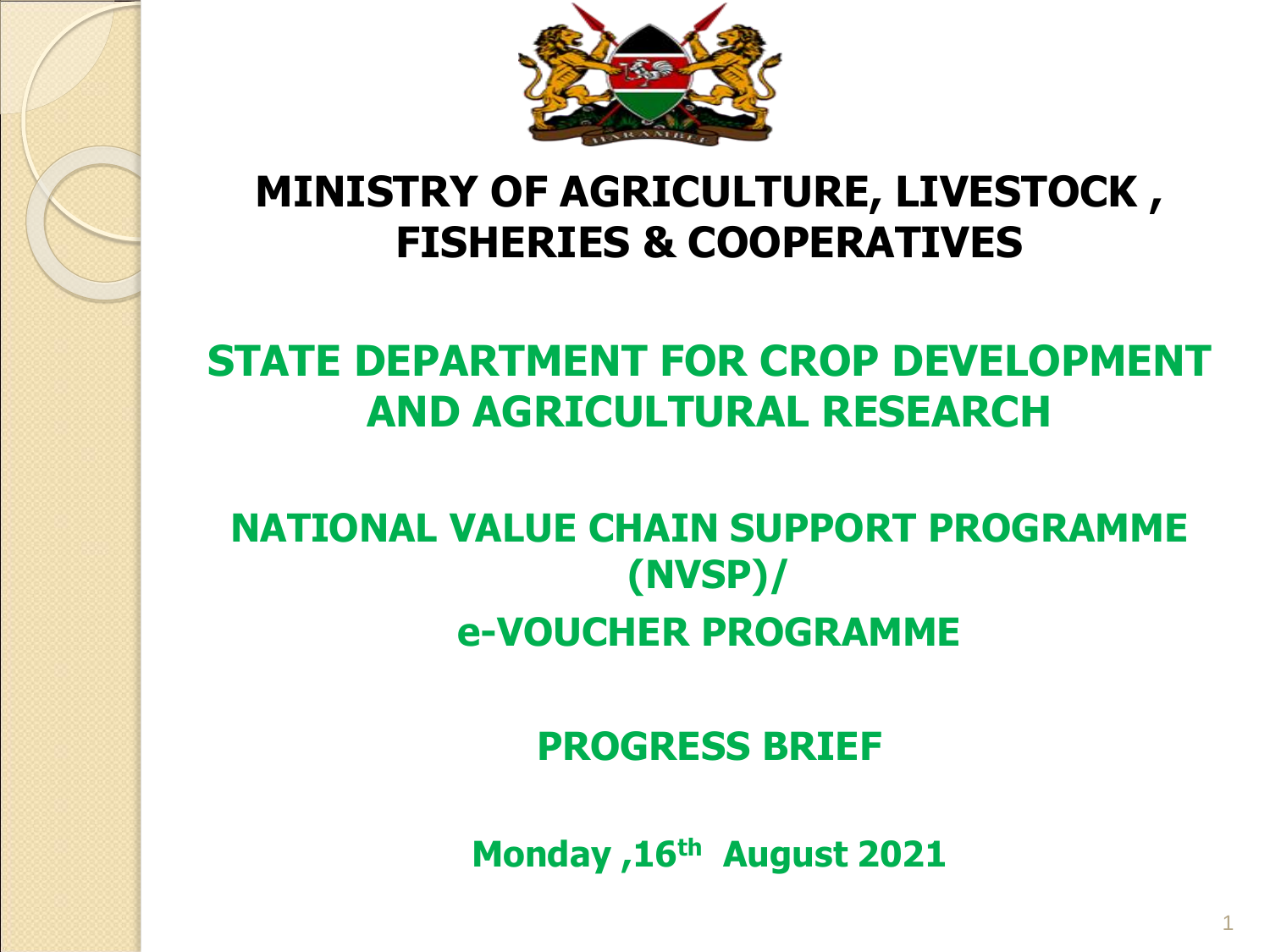# MINISTRY OF AGRICULTURE, LIVESTOCK , FISHERIES & COOPERATIVES

## STATE DEPARTMENT FOR CROP DEVELOPMENT AND AGRICULTURAL RESEARCH

## NATIONAL VALUE CHAIN SUPPORT PROGRAMME (NVSP)/

## e-VOUCHER PROGRAMME

## PROGRESS BRIEF

**Monday ,16th August 2021**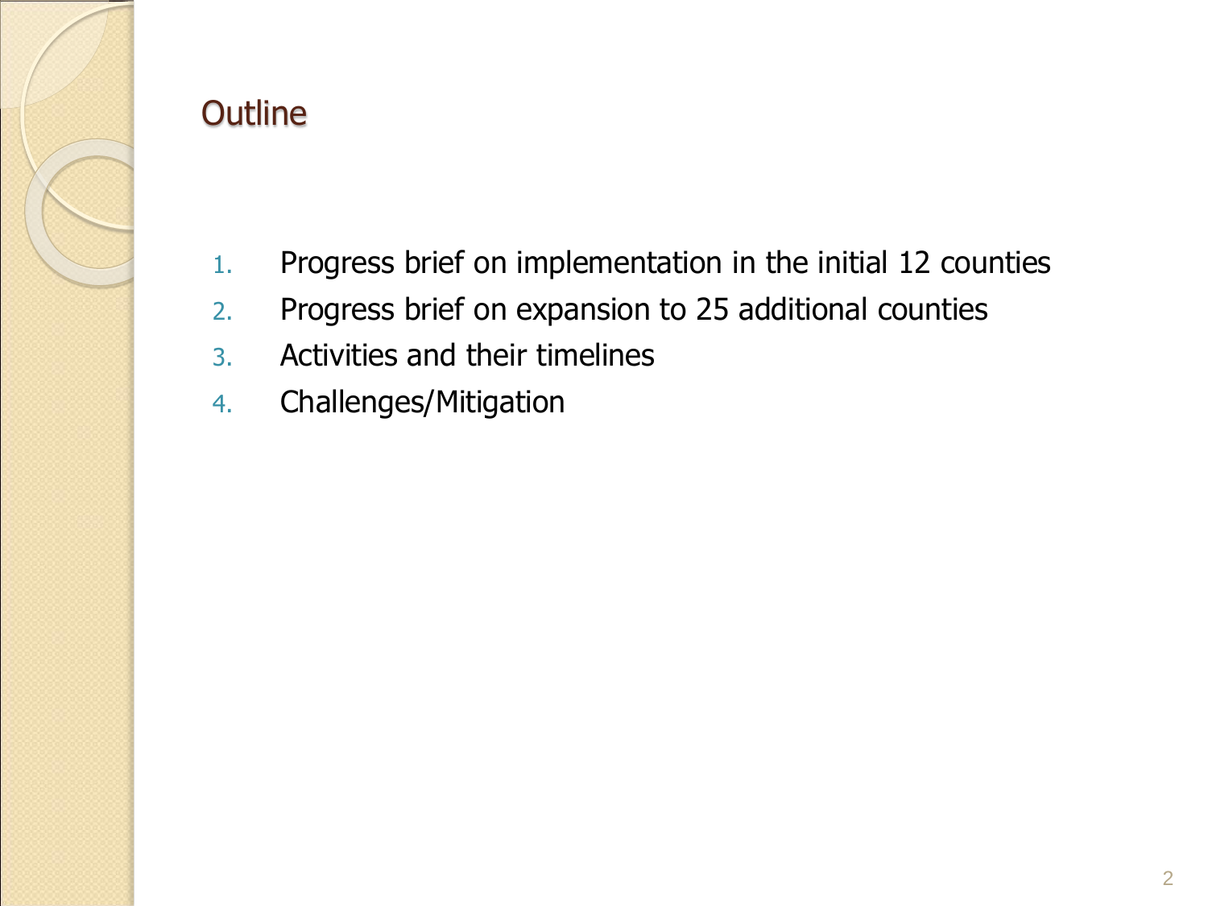## Outline

1. Progress brief on implementation in the initial 12 counties
2. Progress brief on expansion to 25 additional counties
3. Activities and their timelines
4. Challenges/Mitigation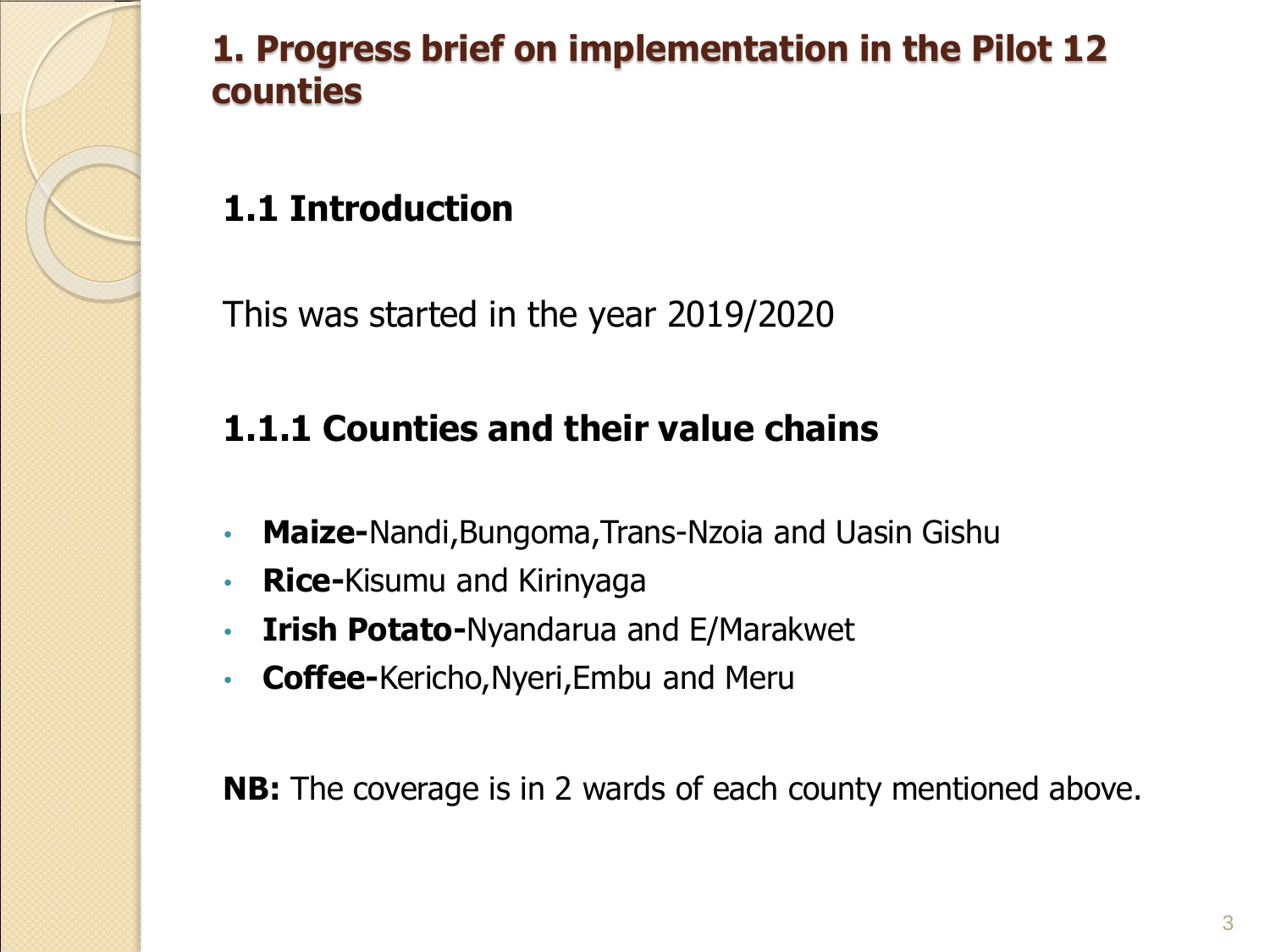## 1. Progress brief on implementation in the Pilot 12 counties

### 1.1 Introduction

This was started in the year 2019/2020

### 1.1.1 Counties and their value chains

- **Maize-**Nandi,Bungoma,Trans-Nzoia and Uasin Gishu
- **Rice-**Kisumu and Kirinyaga
- **Irish Potato-**Nyandarua and E/Marakwet
- **Coffee-**Kericho,Nyeri,Embu and Meru

**NB:** The coverage is in 2 wards of each county mentioned above.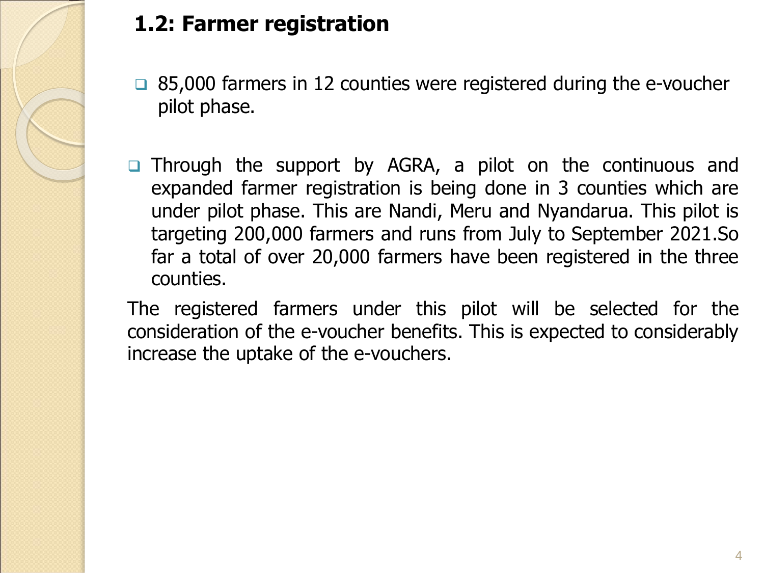## 1.2: Farmer registration

- 85,000 farmers in 12 counties were registered during the e-voucher pilot phase.

- Through the support by AGRA, a pilot on the continuous and expanded farmer registration is being done in 3 counties which are under pilot phase. This are Nandi, Meru and Nyandarua. This pilot is targeting 200,000 farmers and runs from July to September 2021.So far a total of over 20,000 farmers have been registered in the three counties.

The registered farmers under this pilot will be selected for the consideration of the e-voucher benefits. This is expected to considerably increase the uptake of the e-vouchers.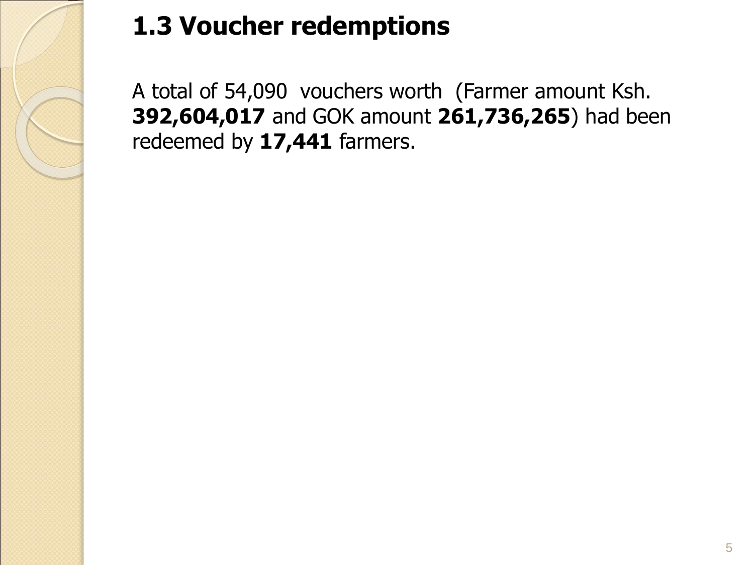## 1.3 Voucher redemptions

A total of 54,090 vouchers worth (Farmer amount Ksh. **392,604,017** and GOK amount **261,736,265**) had been redeemed by **17,441** farmers.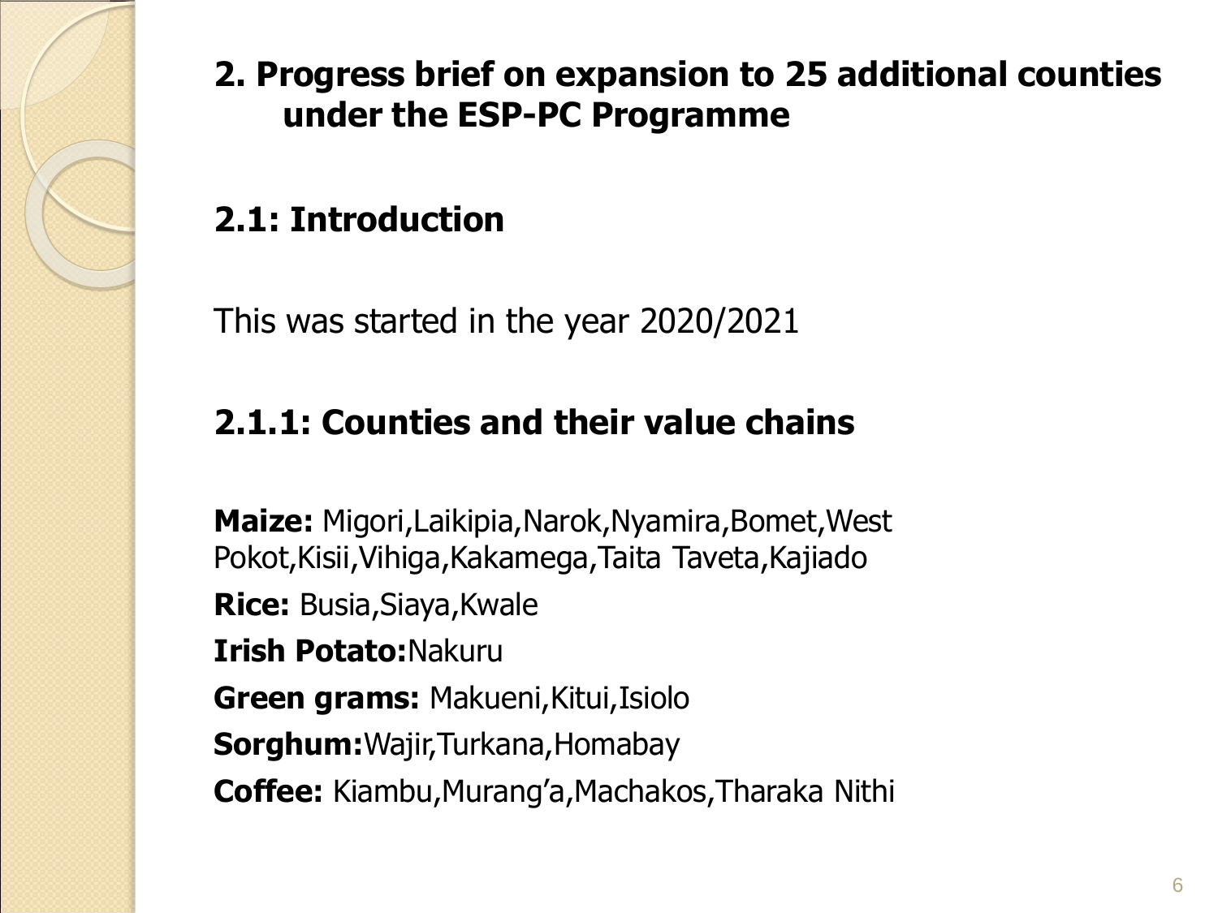## 2. Progress brief on expansion to 25 additional counties under the ESP-PC Programme

### 2.1: Introduction

This was started in the year 2020/2021

### 2.1.1: Counties and their value chains

**Maize:** Migori,Laikipia,Narok,Nyamira,Bomet,West Pokot,Kisii,Vihiga,Kakamega,Taita Taveta,Kajiado

**Rice:** Busia,Siaya,Kwale

**Irish Potato:**Nakuru

**Green grams:** Makueni,Kitui,Isiolo

**Sorghum:**Wajir,Turkana,Homabay

**Coffee:** Kiambu,Murang'a,Machakos,Tharaka Nithi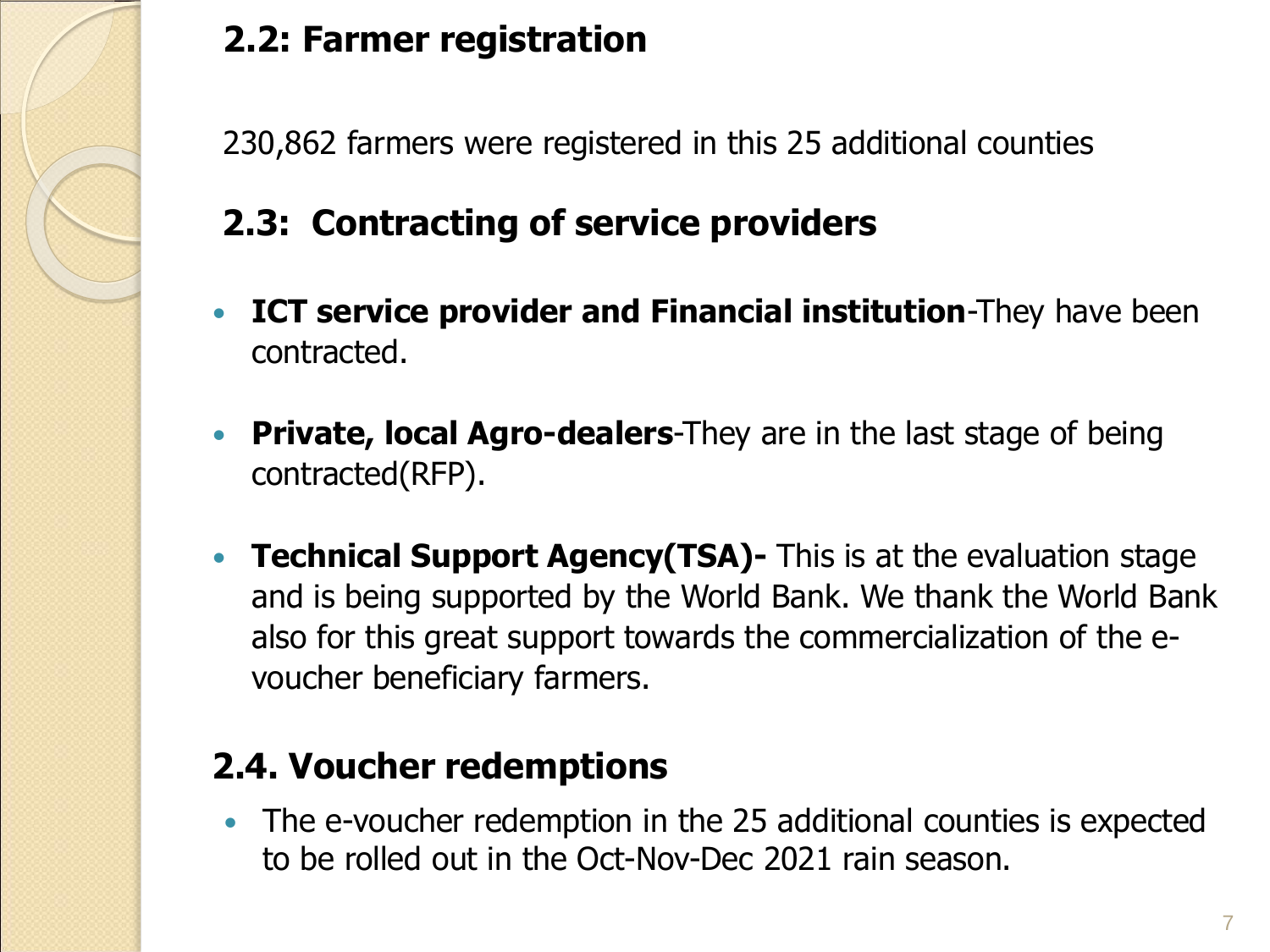## 2.2: Farmer registration

230,862 farmers were registered in this 25 additional counties

## 2.3: Contracting of service providers

- **ICT service provider and Financial institution**-They have been contracted.
- **Private, local Agro-dealers**-They are in the last stage of being contracted(RFP).
- **Technical Support Agency(TSA)-** This is at the evaluation stage and is being supported by the World Bank. We thank the World Bank also for this great support towards the commercialization of the e-voucher beneficiary farmers.

## 2.4. Voucher redemptions

- The e-voucher redemption in the 25 additional counties is expected to be rolled out in the Oct-Nov-Dec 2021 rain season.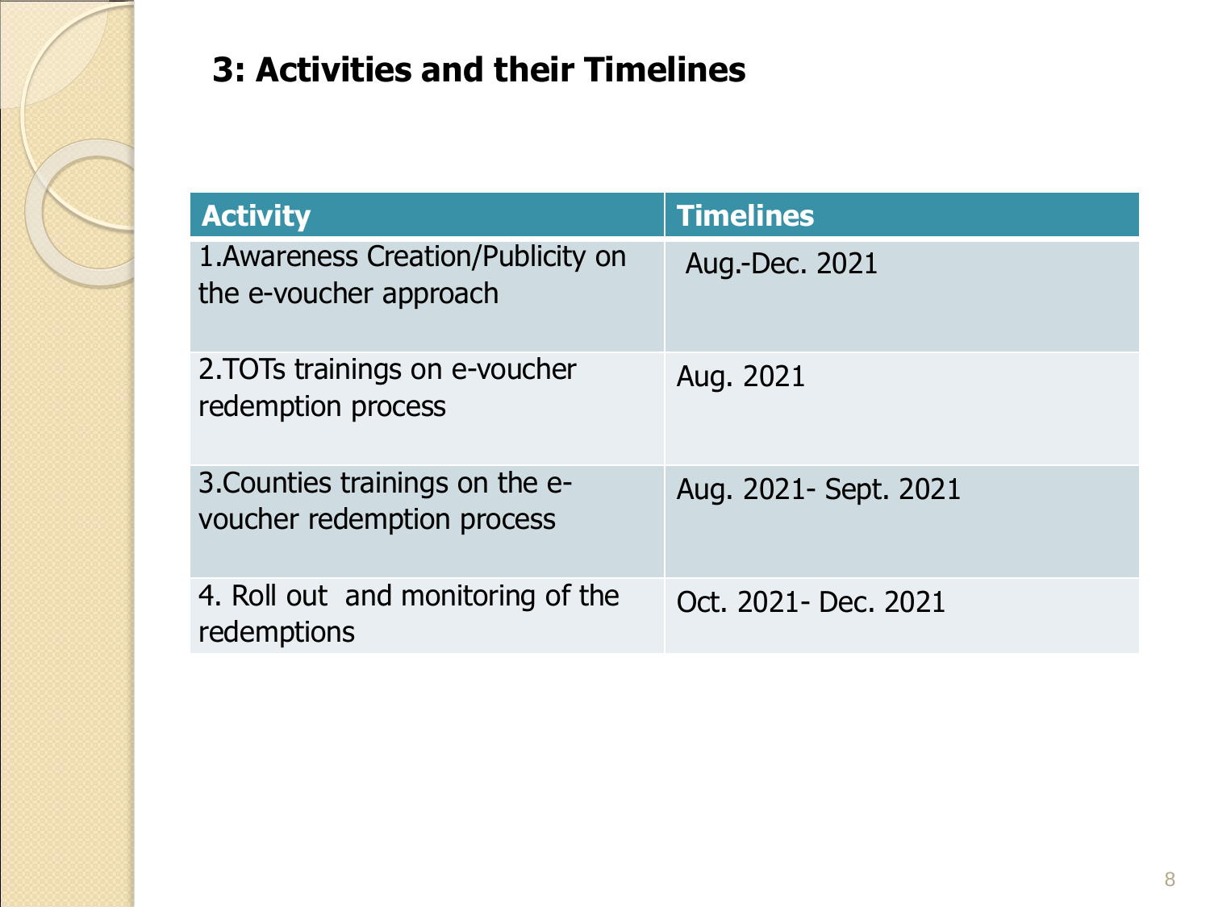## 3: Activities and their Timelines

| Activity | Timelines |
| --- | --- |
| 1.Awareness Creation/Publicity on the e-voucher approach | Aug.-Dec. 2021 |
| 2.TOTs trainings on e-voucher redemption process | Aug. 2021 |
| 3.Counties trainings on the e-voucher redemption process | Aug. 2021- Sept. 2021 |
| 4. Roll out and monitoring of the redemptions | Oct. 2021- Dec. 2021 |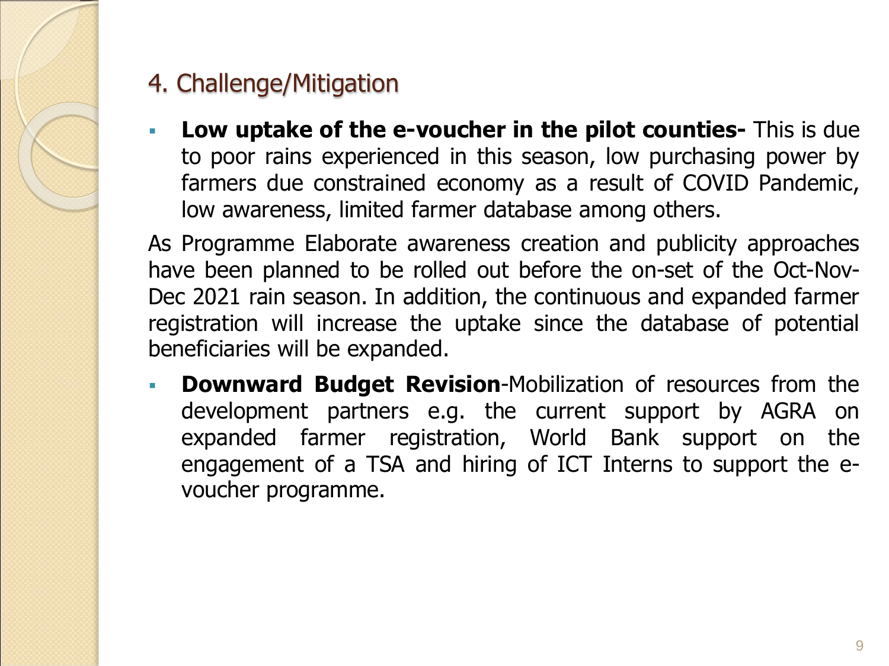## 4. Challenge/Mitigation

- **Low uptake of the e-voucher in the pilot counties-** This is due to poor rains experienced in this season, low purchasing power by farmers due constrained economy as a result of COVID Pandemic, low awareness, limited farmer database among others.

As Programme Elaborate awareness creation and publicity approaches have been planned to be rolled out before the on-set of the Oct-Nov-Dec 2021 rain season. In addition, the continuous and expanded farmer registration will increase the uptake since the database of potential beneficiaries will be expanded.

- **Downward Budget Revision**-Mobilization of resources from the development partners e.g. the current support by AGRA on expanded farmer registration, World Bank support on the engagement of a TSA and hiring of ICT Interns to support the e-voucher programme.